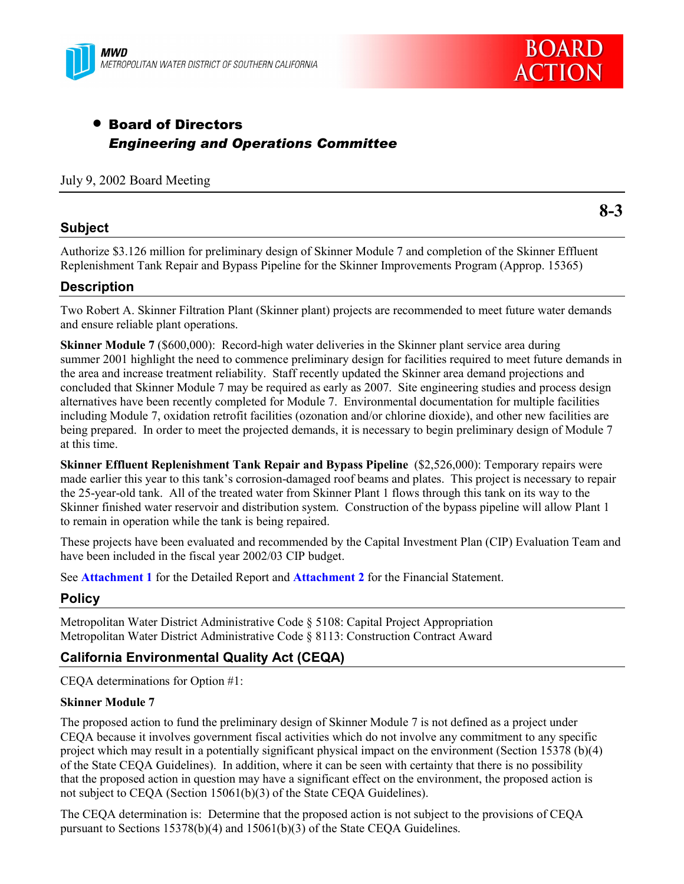MWD
METROPOLITAN WATER DISTRICT OF SOUTHERN CALIFORNIA

BOARD ACTION

- **Board of Directors**
  ***Engineering and Operations Committee***

July 9, 2002 Board Meeting

**8-3**

## Subject

Authorize $3.126 million for preliminary design of Skinner Module 7 and completion of the Skinner Effluent Replenishment Tank Repair and Bypass Pipeline for the Skinner Improvements Program (Approp. 15365)

## Description

Two Robert A. Skinner Filtration Plant (Skinner plant) projects are recommended to meet future water demands and ensure reliable plant operations.

**Skinner Module 7** ($600,000): Record-high water deliveries in the Skinner plant service area during summer 2001 highlight the need to commence preliminary design for facilities required to meet future demands in the area and increase treatment reliability. Staff recently updated the Skinner area demand projections and concluded that Skinner Module 7 may be required as early as 2007. Site engineering studies and process design alternatives have been recently completed for Module 7. Environmental documentation for multiple facilities including Module 7, oxidation retrofit facilities (ozonation and/or chlorine dioxide), and other new facilities are being prepared. In order to meet the projected demands, it is necessary to begin preliminary design of Module 7 at this time.

**Skinner Effluent Replenishment Tank Repair and Bypass Pipeline** ($2,526,000): Temporary repairs were made earlier this year to this tank's corrosion-damaged roof beams and plates. This project is necessary to repair the 25-year-old tank. All of the treated water from Skinner Plant 1 flows through this tank on its way to the Skinner finished water reservoir and distribution system. Construction of the bypass pipeline will allow Plant 1 to remain in operation while the tank is being repaired.

These projects have been evaluated and recommended by the Capital Investment Plan (CIP) Evaluation Team and have been included in the fiscal year 2002/03 CIP budget.

See **Attachment 1** for the Detailed Report and **Attachment 2** for the Financial Statement.

## Policy

Metropolitan Water District Administrative Code § 5108: Capital Project Appropriation
Metropolitan Water District Administrative Code § 8113: Construction Contract Award

## California Environmental Quality Act (CEQA)

CEQA determinations for Option #1:

**Skinner Module 7**

The proposed action to fund the preliminary design of Skinner Module 7 is not defined as a project under CEQA because it involves government fiscal activities which do not involve any commitment to any specific project which may result in a potentially significant physical impact on the environment (Section 15378 (b)(4) of the State CEQA Guidelines). In addition, where it can be seen with certainty that there is no possibility that the proposed action in question may have a significant effect on the environment, the proposed action is not subject to CEQA (Section 15061(b)(3) of the State CEQA Guidelines).

The CEQA determination is: Determine that the proposed action is not subject to the provisions of CEQA pursuant to Sections 15378(b)(4) and 15061(b)(3) of the State CEQA Guidelines.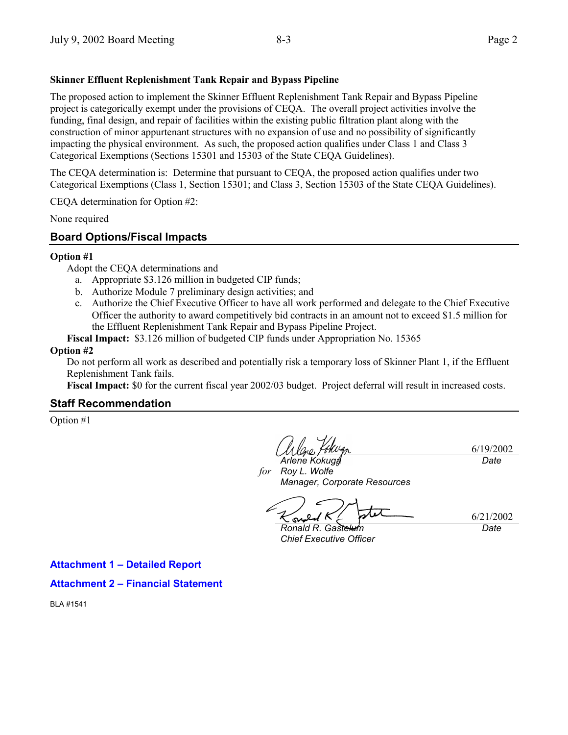**Skinner Effluent Replenishment Tank Repair and Bypass Pipeline**

The proposed action to implement the Skinner Effluent Replenishment Tank Repair and Bypass Pipeline project is categorically exempt under the provisions of CEQA. The overall project activities involve the funding, final design, and repair of facilities within the existing public filtration plant along with the construction of minor appurtenant structures with no expansion of use and no possibility of significantly impacting the physical environment. As such, the proposed action qualifies under Class 1 and Class 3 Categorical Exemptions (Sections 15301 and 15303 of the State CEQA Guidelines).

The CEQA determination is: Determine that pursuant to CEQA, the proposed action qualifies under two Categorical Exemptions (Class 1, Section 15301; and Class 3, Section 15303 of the State CEQA Guidelines).

CEQA determination for Option #2:

None required

## Board Options/Fiscal Impacts

**Option #1**

Adopt the CEQA determinations and

a. Appropriate $3.126 million in budgeted CIP funds;
b. Authorize Module 7 preliminary design activities; and
c. Authorize the Chief Executive Officer to have all work performed and delegate to the Chief Executive Officer the authority to award competitively bid contracts in an amount not to exceed $1.5 million for the Effluent Replenishment Tank Repair and Bypass Pipeline Project.

**Fiscal Impact:** $3.126 million of budgeted CIP funds under Appropriation No. 15365

**Option #2**

Do not perform all work as described and potentially risk a temporary loss of Skinner Plant 1, if the Effluent Replenishment Tank fails.

**Fiscal Impact:** $0 for the current fiscal year 2002/03 budget. Project deferral will result in increased costs.

## Staff Recommendation

Option #1

*Arlene Kokuga* 6/19/2002
*for* *Roy L. Wolfe*
*Manager, Corporate Resources* *Date*

*Ronald R. Gastelum* 6/21/2002
*Chief Executive Officer* *Date*

**Attachment 1 – Detailed Report**

**Attachment 2 – Financial Statement**

BLA #1541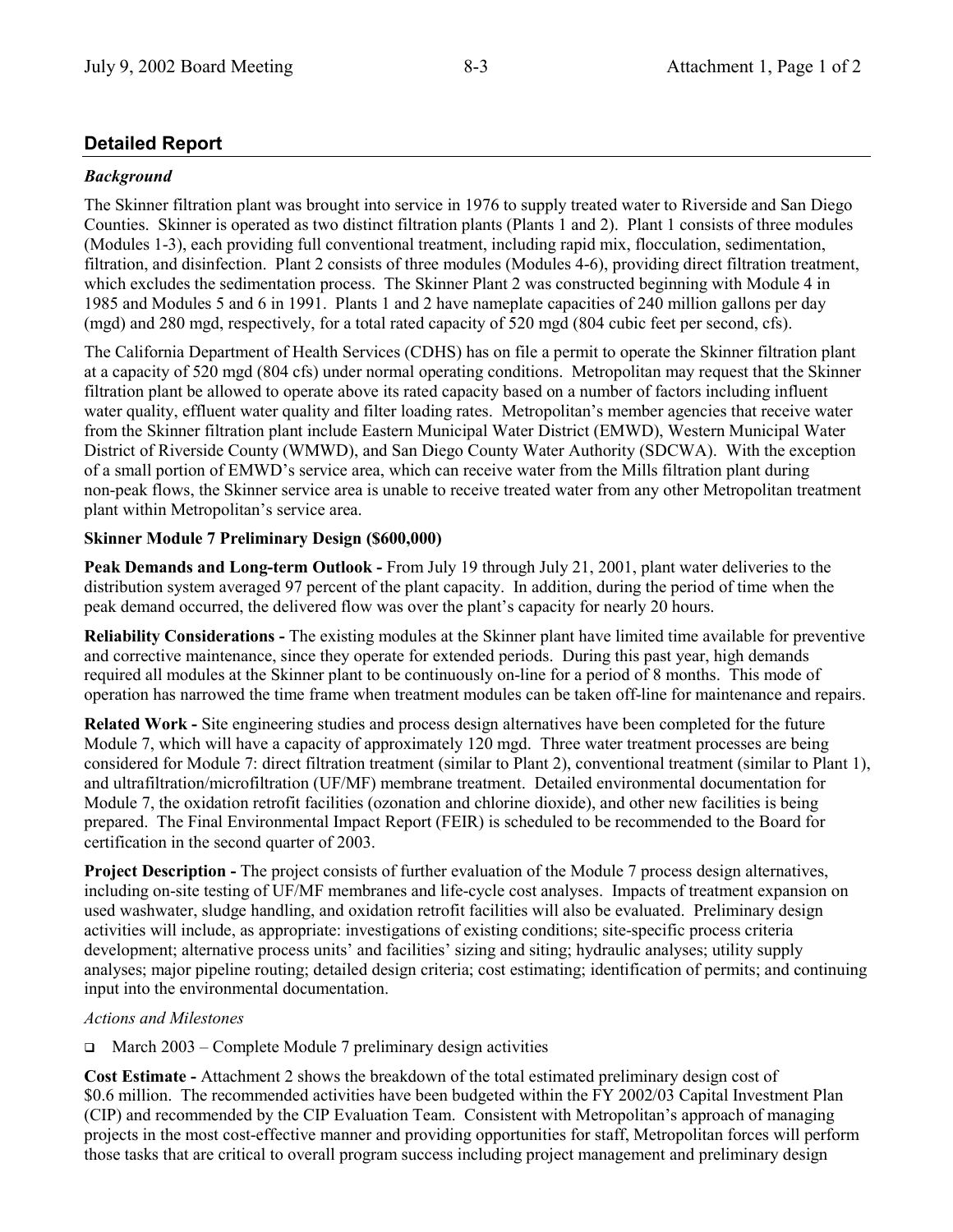## Detailed Report

*Background*

The Skinner filtration plant was brought into service in 1976 to supply treated water to Riverside and San Diego Counties. Skinner is operated as two distinct filtration plants (Plants 1 and 2). Plant 1 consists of three modules (Modules 1-3), each providing full conventional treatment, including rapid mix, flocculation, sedimentation, filtration, and disinfection. Plant 2 consists of three modules (Modules 4-6), providing direct filtration treatment, which excludes the sedimentation process. The Skinner Plant 2 was constructed beginning with Module 4 in 1985 and Modules 5 and 6 in 1991. Plants 1 and 2 have nameplate capacities of 240 million gallons per day (mgd) and 280 mgd, respectively, for a total rated capacity of 520 mgd (804 cubic feet per second, cfs).

The California Department of Health Services (CDHS) has on file a permit to operate the Skinner filtration plant at a capacity of 520 mgd (804 cfs) under normal operating conditions. Metropolitan may request that the Skinner filtration plant be allowed to operate above its rated capacity based on a number of factors including influent water quality, effluent water quality and filter loading rates. Metropolitan's member agencies that receive water from the Skinner filtration plant include Eastern Municipal Water District (EMWD), Western Municipal Water District of Riverside County (WMWD), and San Diego County Water Authority (SDCWA). With the exception of a small portion of EMWD's service area, which can receive water from the Mills filtration plant during non-peak flows, the Skinner service area is unable to receive treated water from any other Metropolitan treatment plant within Metropolitan's service area.

**Skinner Module 7 Preliminary Design ($600,000)**

**Peak Demands and Long-term Outlook -** From July 19 through July 21, 2001, plant water deliveries to the distribution system averaged 97 percent of the plant capacity. In addition, during the period of time when the peak demand occurred, the delivered flow was over the plant's capacity for nearly 20 hours.

**Reliability Considerations -** The existing modules at the Skinner plant have limited time available for preventive and corrective maintenance, since they operate for extended periods. During this past year, high demands required all modules at the Skinner plant to be continuously on-line for a period of 8 months. This mode of operation has narrowed the time frame when treatment modules can be taken off-line for maintenance and repairs.

**Related Work -** Site engineering studies and process design alternatives have been completed for the future Module 7, which will have a capacity of approximately 120 mgd. Three water treatment processes are being considered for Module 7: direct filtration treatment (similar to Plant 2), conventional treatment (similar to Plant 1), and ultrafiltration/microfiltration (UF/MF) membrane treatment. Detailed environmental documentation for Module 7, the oxidation retrofit facilities (ozonation and chlorine dioxide), and other new facilities is being prepared. The Final Environmental Impact Report (FEIR) is scheduled to be recommended to the Board for certification in the second quarter of 2003.

**Project Description -** The project consists of further evaluation of the Module 7 process design alternatives, including on-site testing of UF/MF membranes and life-cycle cost analyses. Impacts of treatment expansion on used washwater, sludge handling, and oxidation retrofit facilities will also be evaluated. Preliminary design activities will include, as appropriate: investigations of existing conditions; site-specific process criteria development; alternative process units' and facilities' sizing and siting; hydraulic analyses; utility supply analyses; major pipeline routing; detailed design criteria; cost estimating; identification of permits; and continuing input into the environmental documentation.

*Actions and Milestones*

- March 2003 – Complete Module 7 preliminary design activities

**Cost Estimate -** Attachment 2 shows the breakdown of the total estimated preliminary design cost of $0.6 million. The recommended activities have been budgeted within the FY 2002/03 Capital Investment Plan (CIP) and recommended by the CIP Evaluation Team. Consistent with Metropolitan's approach of managing projects in the most cost-effective manner and providing opportunities for staff, Metropolitan forces will perform those tasks that are critical to overall program success including project management and preliminary design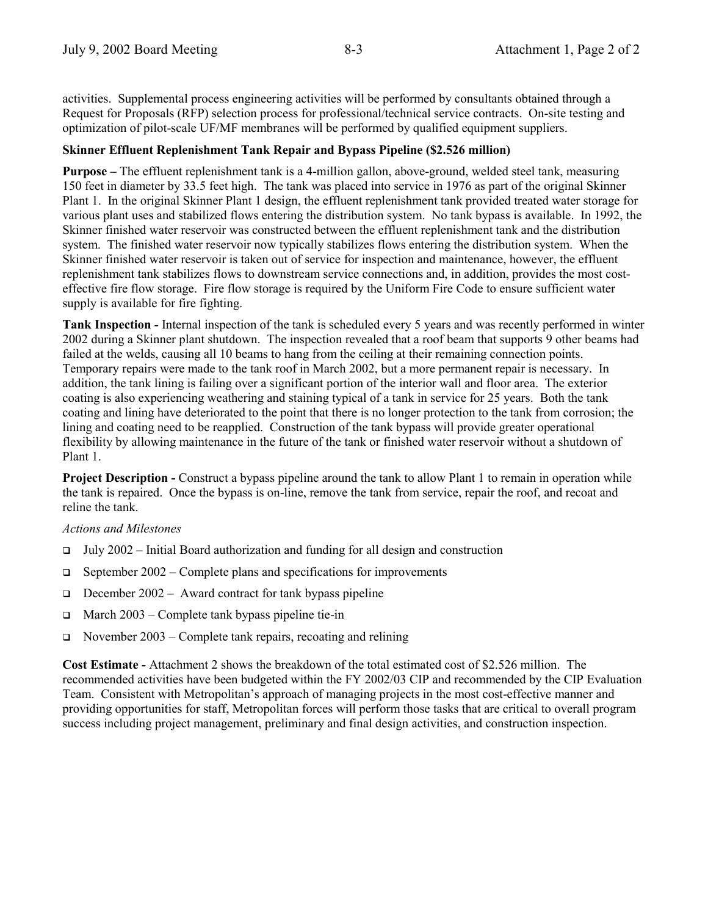activities. Supplemental process engineering activities will be performed by consultants obtained through a Request for Proposals (RFP) selection process for professional/technical service contracts. On-site testing and optimization of pilot-scale UF/MF membranes will be performed by qualified equipment suppliers.

**Skinner Effluent Replenishment Tank Repair and Bypass Pipeline ($2.526 million)**

**Purpose –** The effluent replenishment tank is a 4-million gallon, above-ground, welded steel tank, measuring 150 feet in diameter by 33.5 feet high. The tank was placed into service in 1976 as part of the original Skinner Plant 1. In the original Skinner Plant 1 design, the effluent replenishment tank provided treated water storage for various plant uses and stabilized flows entering the distribution system. No tank bypass is available. In 1992, the Skinner finished water reservoir was constructed between the effluent replenishment tank and the distribution system. The finished water reservoir now typically stabilizes flows entering the distribution system. When the Skinner finished water reservoir is taken out of service for inspection and maintenance, however, the effluent replenishment tank stabilizes flows to downstream service connections and, in addition, provides the most cost-effective fire flow storage. Fire flow storage is required by the Uniform Fire Code to ensure sufficient water supply is available for fire fighting.

**Tank Inspection -** Internal inspection of the tank is scheduled every 5 years and was recently performed in winter 2002 during a Skinner plant shutdown. The inspection revealed that a roof beam that supports 9 other beams had failed at the welds, causing all 10 beams to hang from the ceiling at their remaining connection points. Temporary repairs were made to the tank roof in March 2002, but a more permanent repair is necessary. In addition, the tank lining is failing over a significant portion of the interior wall and floor area. The exterior coating is also experiencing weathering and staining typical of a tank in service for 25 years. Both the tank coating and lining have deteriorated to the point that there is no longer protection to the tank from corrosion; the lining and coating need to be reapplied. Construction of the tank bypass will provide greater operational flexibility by allowing maintenance in the future of the tank or finished water reservoir without a shutdown of Plant 1.

**Project Description -** Construct a bypass pipeline around the tank to allow Plant 1 to remain in operation while the tank is repaired. Once the bypass is on-line, remove the tank from service, repair the roof, and recoat and reline the tank.

*Actions and Milestones*

- July 2002 – Initial Board authorization and funding for all design and construction
- September 2002 – Complete plans and specifications for improvements
- December 2002 – Award contract for tank bypass pipeline
- March 2003 – Complete tank bypass pipeline tie-in
- November 2003 – Complete tank repairs, recoating and relining

**Cost Estimate -** Attachment 2 shows the breakdown of the total estimated cost of $2.526 million. The recommended activities have been budgeted within the FY 2002/03 CIP and recommended by the CIP Evaluation Team. Consistent with Metropolitan's approach of managing projects in the most cost-effective manner and providing opportunities for staff, Metropolitan forces will perform those tasks that are critical to overall program success including project management, preliminary and final design activities, and construction inspection.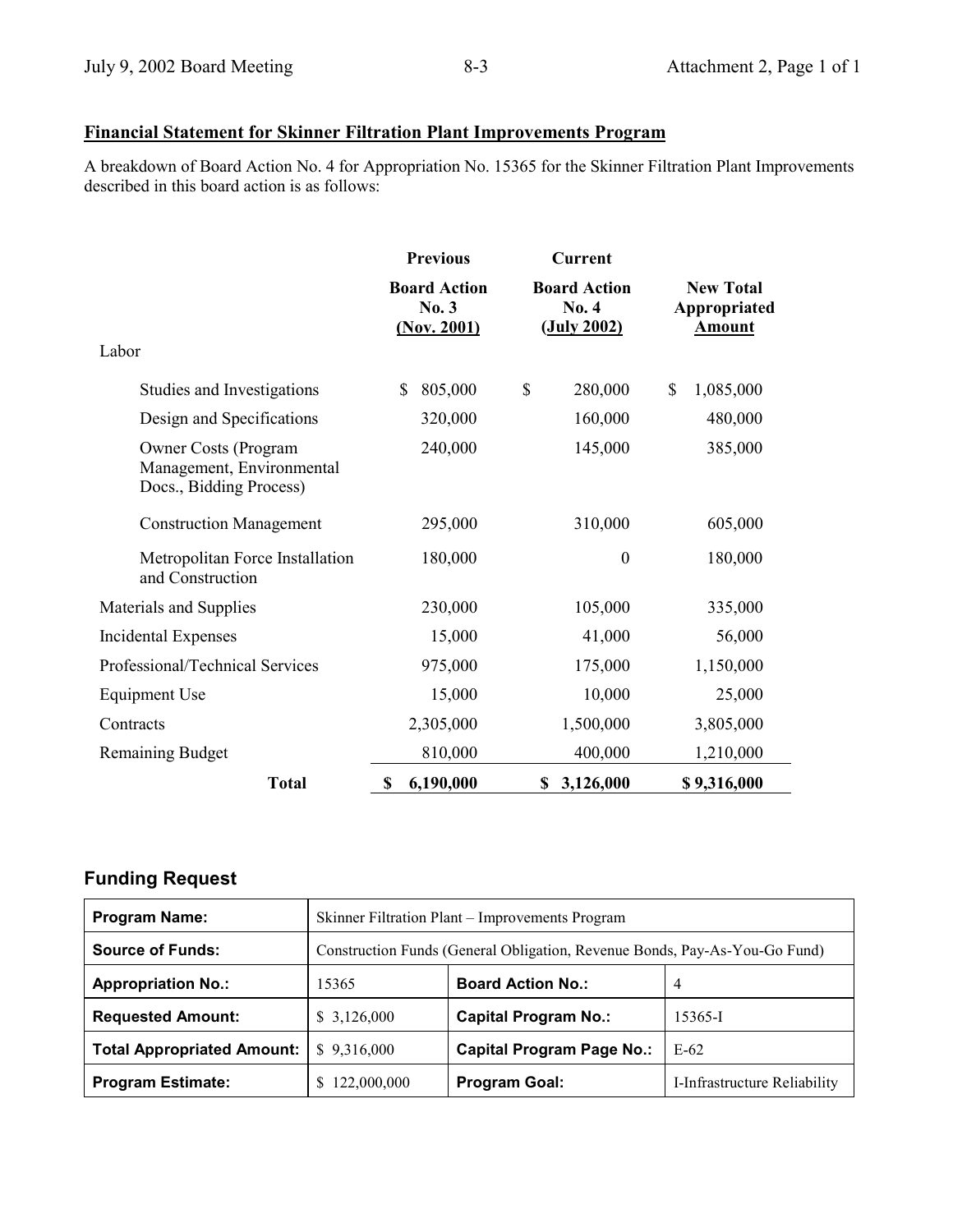## Financial Statement for Skinner Filtration Plant Improvements Program

A breakdown of Board Action No. 4 for Appropriation No. 15365 for the Skinner Filtration Plant Improvements described in this board action is as follows:

| | Previous Board Action No. 3 (Nov. 2001) | Current Board Action No. 4 (July 2002) | New Total Appropriated Amount |
|---|---|---|---|
| Labor | | | |
| Studies and Investigations | $ 805,000 | $ 280,000 | $ 1,085,000 |
| Design and Specifications | 320,000 | 160,000 | 480,000 |
| Owner Costs (Program Management, Environmental Docs., Bidding Process) | 240,000 | 145,000 | 385,000 |
| Construction Management | 295,000 | 310,000 | 605,000 |
| Metropolitan Force Installation and Construction | 180,000 | 0 | 180,000 |
| Materials and Supplies | 230,000 | 105,000 | 335,000 |
| Incidental Expenses | 15,000 | 41,000 | 56,000 |
| Professional/Technical Services | 975,000 | 175,000 | 1,150,000 |
| Equipment Use | 15,000 | 10,000 | 25,000 |
| Contracts | 2,305,000 | 1,500,000 | 3,805,000 |
| Remaining Budget | 810,000 | 400,000 | 1,210,000 |
| **Total** | **$ 6,190,000** | **$ 3,126,000** | **$ 9,316,000** |

## Funding Request

| | | | |
|---|---|---|---|
| **Program Name:** | Skinner Filtration Plant – Improvements Program | | |
| **Source of Funds:** | Construction Funds (General Obligation, Revenue Bonds, Pay-As-You-Go Fund) | | |
| **Appropriation No.:** | 15365 | **Board Action No.:** | 4 |
| **Requested Amount:** | $ 3,126,000 | **Capital Program No.:** | 15365-I |
| **Total Appropriated Amount:** | $ 9,316,000 | **Capital Program Page No.:** | E-62 |
| **Program Estimate:** | $ 122,000,000 | **Program Goal:** | I-Infrastructure Reliability |